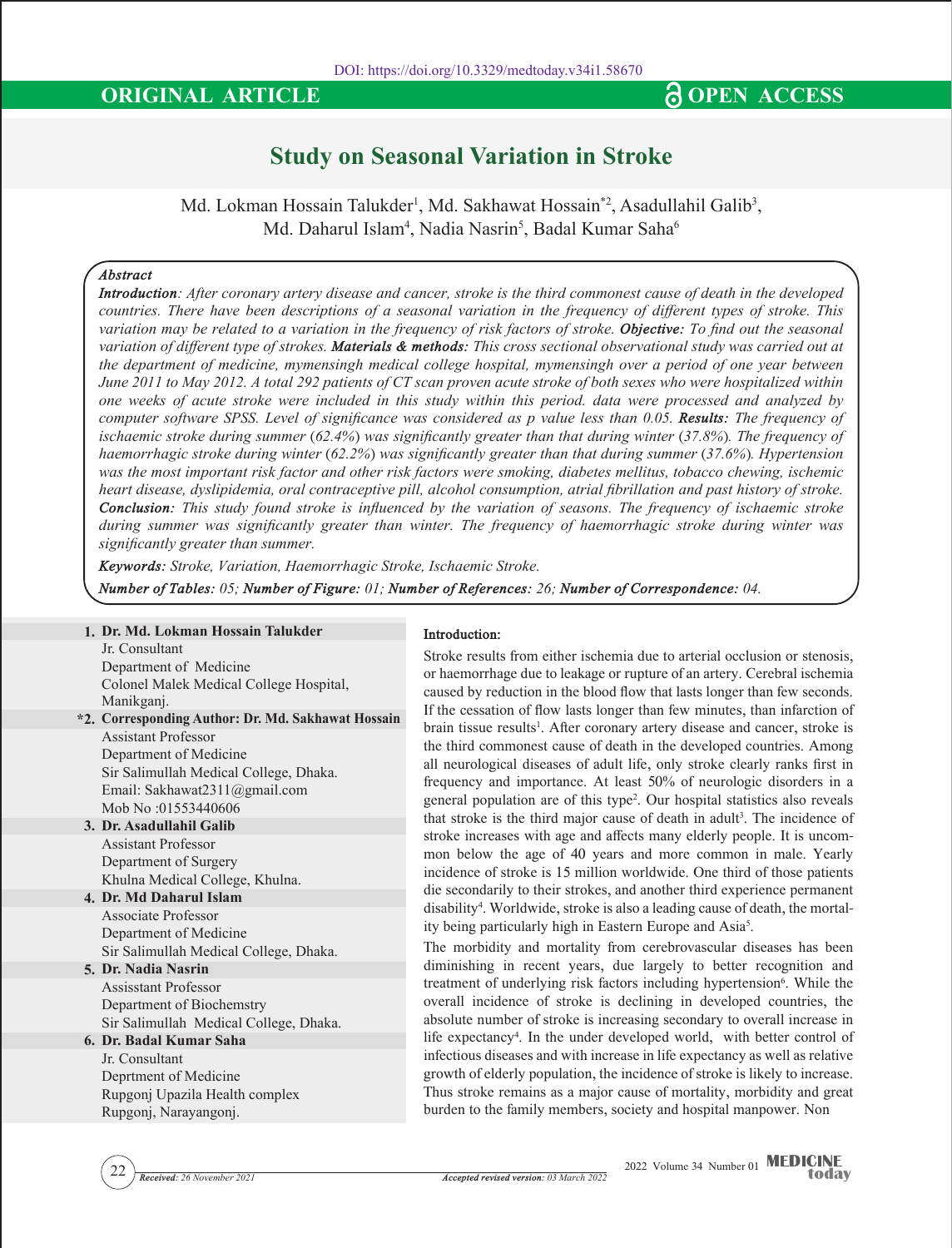DOI: https://doi.org/10.3329/medtoday.v34i1.58670

**ORIGINAL ARTICLE** | **OPEN ACCESS**

# Study on Seasonal Variation in Stroke

Md. Lokman Hossain Talukder[1], Md. Sakhawat Hossain[*2], Asadullahil Galib[3], Md. Daharul Islam[4], Nadia Nasrin[5], Badal Kumar Saha[6]

***Abstract***

***Introduction**: After coronary artery disease and cancer, stroke is the third commonest cause of death in the developed countries. There have been descriptions of a seasonal variation in the frequency of different types of stroke. This variation may be related to a variation in the frequency of risk factors of stroke.* ***Objective:*** *To find out the seasonal variation of different type of strokes.* ***Materials & methods:*** *This cross sectional observational study was carried out at the department of medicine, mymensingh medical college hospital, mymensingh over a period of one year between June 2011 to May 2012. A total 292 patients of CT scan proven acute stroke of both sexes who were hospitalized within one weeks of acute stroke were included in this study within this period. data were processed and analyzed by computer software SPSS. Level of significance was considered as p value less than 0.05.* ***Results:*** *The frequency of ischaemic stroke during summer (62.4%) was significantly greater than that during winter (37.8%). The frequency of haemorrhagic stroke during winter (62.2%) was significantly greater than that during summer (37.6%). Hypertension was the most important risk factor and other risk factors were smoking, diabetes mellitus, tobacco chewing, ischemic heart disease, dyslipidemia, oral contraceptive pill, alcohol consumption, atrial fibrillation and past history of stroke.* ***Conclusion:*** *This study found stroke is influenced by the variation of seasons. The frequency of ischaemic stroke during summer was significantly greater than winter. The frequency of haemorrhagic stroke during winter was significantly greater than summer.*

***Keywords:*** *Stroke, Variation, Haemorrhagic Stroke, Ischaemic Stroke.*

***Number of Tables:*** *05;* ***Number of Figure:*** *01;* ***Number of References:*** *26;* ***Number of Correspondence:*** *04.*

1. **Dr. Md. Lokman Hossain Talukder**
   Jr. Consultant
   Department of Medicine
   Colonel Malek Medical College Hospital, Manikganj.

*2. **Corresponding Author: Dr. Md. Sakhawat Hossain**
   Assistant Professor
   Department of Medicine
   Sir Salimullah Medical College, Dhaka.
   Email: Sakhawat2311@gmail.com
   Mob No :01553440606

3. **Dr. Asadullahil Galib**
   Assistant Professor
   Department of Surgery
   Khulna Medical College, Khulna.

4. **Dr. Md Daharul Islam**
   Associate Professor
   Department of Medicine
   Sir Salimullah Medical College, Dhaka.

5. **Dr. Nadia Nasrin**
   Assisstant Professor
   Department of Biochemstry
   Sir Salimullah Medical College, Dhaka.

6. **Dr. Badal Kumar Saha**
   Jr. Consultant
   Deprtment of Medicine
   Rupgonj Upazila Health complex
   Rupgonj, Narayangonj.

## Introduction:

Stroke results from either ischemia due to arterial occlusion or stenosis, or haemorrhage due to leakage or rupture of an artery. Cerebral ischemia caused by reduction in the blood flow that lasts longer than few seconds. If the cessation of flow lasts longer than few minutes, than infarction of brain tissue results[1]. After coronary artery disease and cancer, stroke is the third commonest cause of death in the developed countries. Among all neurological diseases of adult life, only stroke clearly ranks first in frequency and importance. At least 50% of neurologic disorders in a general population are of this type[2]. Our hospital statistics also reveals that stroke is the third major cause of death in adult[3]. The incidence of stroke increases with age and affects many elderly people. It is uncommon below the age of 40 years and more common in male. Yearly incidence of stroke is 15 million worldwide. One third of those patients die secondarily to their strokes, and another third experience permanent disability[4]. Worldwide, stroke is also a leading cause of death, the mortality being particularly high in Eastern Europe and Asia[5].

The morbidity and mortality from cerebrovascular diseases has been diminishing in recent years, due largely to better recognition and treatment of underlying risk factors including hypertension[6]. While the overall incidence of stroke is declining in developed countries, the absolute number of stroke is increasing secondary to overall increase in life expectancy[4]. In the under developed world, with better control of infectious diseases and with increase in life expectancy as well as relative growth of elderly population, the incidence of stroke is likely to increase. Thus stroke remains as a major cause of mortality, morbidity and great burden to the family members, society and hospital manpower. Non

*Received: 26 November 2021* *Accepted revised version: 03 March 2022*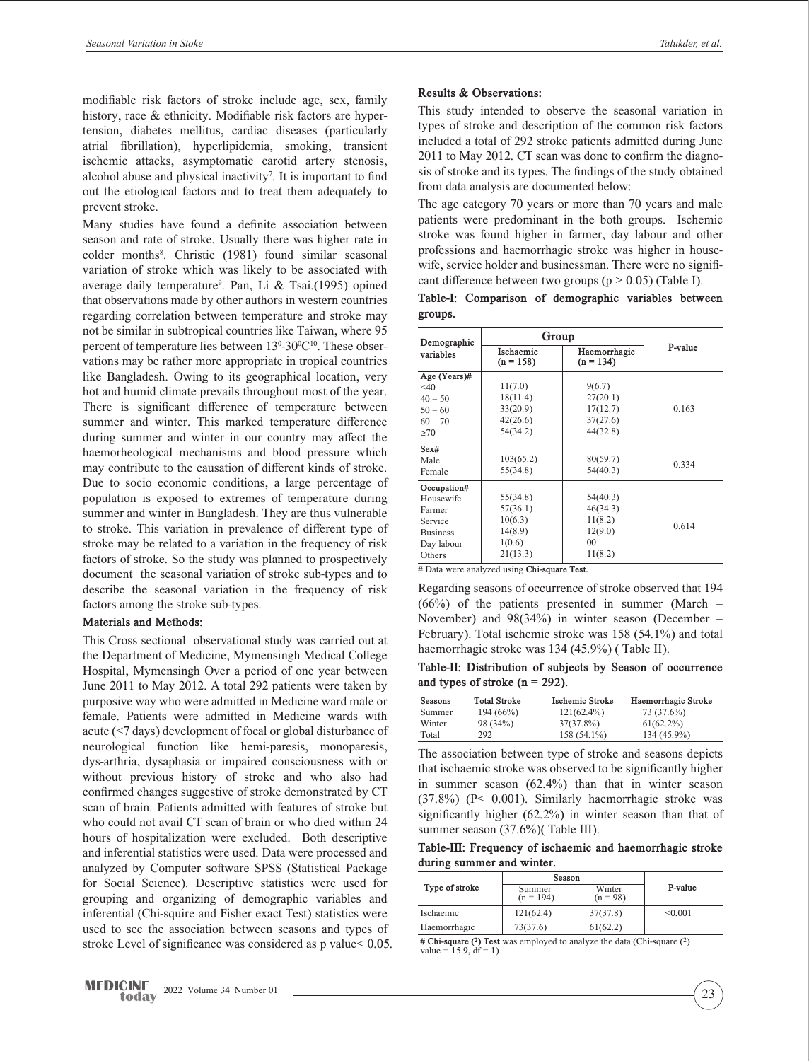modifiable risk factors of stroke include age, sex, family history, race & ethnicity. Modifiable risk factors are hypertension, diabetes mellitus, cardiac diseases (particularly atrial fibrillation), hyperlipidemia, smoking, transient ischemic attacks, asymptomatic carotid artery stenosis, alcohol abuse and physical inactivity[7]. It is important to find out the etiological factors and to treat them adequately to prevent stroke.

Many studies have found a definite association between season and rate of stroke. Usually there was higher rate in colder months[8]. Christie (1981) found similar seasonal variation of stroke which was likely to be associated with average daily temperature[9]. Pan, Li & Tsai.(1995) opined that observations made by other authors in western countries regarding correlation between temperature and stroke may not be similar in subtropical countries like Taiwan, where 95 percent of temperature lies between $13^0$-$30^0C$[10]. These observations may be rather more appropriate in tropical countries like Bangladesh. Owing to its geographical location, very hot and humid climate prevails throughout most of the year. There is significant difference of temperature between summer and winter. This marked temperature difference during summer and winter in our country may affect the haemorheological mechanisms and blood pressure which may contribute to the causation of different kinds of stroke. Due to socio economic conditions, a large percentage of population is exposed to extremes of temperature during summer and winter in Bangladesh. They are thus vulnerable to stroke. This variation in prevalence of different type of stroke may be related to a variation in the frequency of risk factors of stroke. So the study was planned to prospectively document the seasonal variation of stroke sub-types and to describe the seasonal variation in the frequency of risk factors among the stroke sub-types.

## Materials and Methods:

This Cross sectional observational study was carried out at the Department of Medicine, Mymensingh Medical College Hospital, Mymensingh Over a period of one year between June 2011 to May 2012. A total 292 patients were taken by purposive way who were admitted in Medicine ward male or female. Patients were admitted in Medicine wards with acute (<7 days) development of focal or global disturbance of neurological function like hemi-paresis, monoparesis, dys-arthria, dysaphasia or impaired consciousness with or without previous history of stroke and who also had confirmed changes suggestive of stroke demonstrated by CT scan of brain. Patients admitted with features of stroke but who could not avail CT scan of brain or who died within 24 hours of hospitalization were excluded. Both descriptive and inferential statistics were used. Data were processed and analyzed by Computer software SPSS (Statistical Package for Social Science). Descriptive statistics were used for grouping and organizing of demographic variables and inferential (Chi-squire and Fisher exact Test) statistics were used to see the association between seasons and types of stroke Level of significance was considered as p value< 0.05.

## Results & Observations:

This study intended to observe the seasonal variation in types of stroke and description of the common risk factors included a total of 292 stroke patients admitted during June 2011 to May 2012. CT scan was done to confirm the diagnosis of stroke and its types. The findings of the study obtained from data analysis are documented below:

The age category 70 years or more than 70 years and male patients were predominant in the both groups. Ischemic stroke was found higher in farmer, day labour and other professions and haemorrhagic stroke was higher in housewife, service holder and businessman. There were no significant difference between two groups ($p > 0.05$) (Table I).

**Table-I: Comparison of demographic variables between groups.**

| Demographic variables | Group | | P-value |
|---|---|---|---|
| | Ischaemic (n = 158) | Haemorrhagic (n = 134) | |
| **Age (Years)#** | | | |
| <40 | 11(7.0) | 9(6.7) | |
| 40 – 50 | 18(11.4) | 27(20.1) | |
| 50 – 60 | 33(20.9) | 17(12.7) | 0.163 |
| 60 – 70 | 42(26.6) | 37(27.6) | |
| ≥70 | 54(34.2) | 44(32.8) | |
| **Sex#** | | | |
| Male | 103(65.2) | 80(59.7) | 0.334 |
| Female | 55(34.8) | 54(40.3) | |
| **Occupation#** | | | |
| Housewife | 55(34.8) | 54(40.3) | |
| Farmer | 57(36.1) | 46(34.3) | |
| Service | 10(6.3) | 11(8.2) | 0.614 |
| Business | 14(8.9) | 12(9.0) | |
| Day labour | 1(0.6) | 00 | |
| Others | 21(13.3) | 11(8.2) | |

# Data were analyzed using **Chi-square Test.**

Regarding seasons of occurrence of stroke observed that 194 (66%) of the patients presented in summer (March – November) and 98(34%) in winter season (December – February). Total ischemic stroke was 158 (54.1%) and total haemorrhagic stroke was 134 (45.9%) ( Table II).

**Table-II: Distribution of subjects by Season of occurrence and types of stroke (n = 292).**

| Seasons | Total Stroke | Ischemic Stroke | Haemorrhagic Stroke |
|---|---|---|---|
| Summer | 194 (66%) | 121(62.4%) | 73 (37.6%) |
| Winter | 98 (34%) | 37(37.8%) | 61(62.2%) |
| Total | 292 | 158 (54.1%) | 134 (45.9%) |

The association between type of stroke and seasons depicts that ischaemic stroke was observed to be significantly higher in summer season (62.4%) than that in winter season (37.8%) ($P< 0.001$). Similarly haemorrhagic stroke was significantly higher (62.2%) in winter season than that of summer season (37.6%)( Table III).

**Table-III: Frequency of ischaemic and haemorrhagic stroke during summer and winter.**

| Type of stroke | Season | | P-value |
|---|---|---|---|
| | Summer (n = 194) | Winter (n = 98) | |
| Ischaemic | 121(62.4) | 37(37.8) | <0.001 |
| Haemorrhagic | 73(37.6) | 61(62.2) | |

**# Chi-square ($^2$) Test** was employed to analyze the data (Chi-square ($^2$) value = 15.9, df = 1)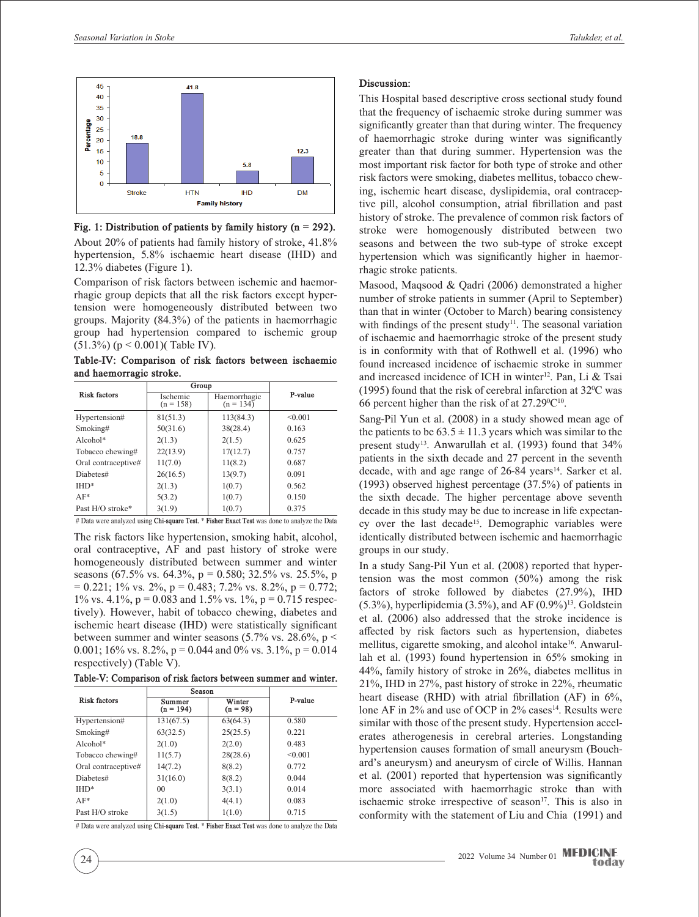45
40
35
30
25
20
15
10
5
0

Percentage

18.8
41.8
5.8
12.3

Stroke
HTN
IHD
DM

Family history

**Fig. 1: Distribution of patients by family history (n = 292).**

About 20% of patients had family history of stroke, 41.8% hypertension, 5.8% ischaemic heart disease (IHD) and 12.3% diabetes (Figure 1).

Comparison of risk factors between ischemic and haemorrhagic group depicts that all the risk factors except hypertension were homogeneously distributed between two groups. Majority (84.3%) of the patients in haemorrhagic group had hypertension compared to ischemic group (51.3%) ($p < 0.001$)( Table IV).

**Table-IV: Comparison of risk factors between ischaemic and haemorragic stroke.**

| Risk factors | Group | | P-value |
|---|---|---|---|
| | Ischemic (n = 158) | Haemorrhagic (n = 134) | |
| Hypertension# | 81(51.3) | 113(84.3) | <0.001 |
| Smoking# | 50(31.6) | 38(28.4) | 0.163 |
| Alcohol* | 2(1.3) | 2(1.5) | 0.625 |
| Tobacco chewing# | 22(13.9) | 17(12.7) | 0.757 |
| Oral contraceptive# | 11(7.0) | 11(8.2) | 0.687 |
| Diabetes# | 26(16.5) | 13(9.7) | 0.091 |
| IHD* | 2(1.3) | 1(0.7) | 0.562 |
| AF* | 5(3.2) | 1(0.7) | 0.150 |
| Past H/O stroke* | 3(1.9) | 1(0.7) | 0.375 |

# Data were analyzed using **Chi-square Test.** * **Fisher Exact Test** was done to analyze the Data

The risk factors like hypertension, smoking habit, alcohol, oral contraceptive, AF and past history of stroke were homogeneously distributed between summer and winter seasons (67.5% vs. 64.3%, $p = 0.580$; 32.5% vs. 25.5%, $p = 0.221$; 1% vs. 2%, $p = 0.483$; 7.2% vs. 8.2%, $p = 0.772$; 1% vs. 4.1%, $p = 0.083$ and 1.5% vs. 1%, $p = 0.715$ respectively). However, habit of tobacco chewing, diabetes and ischemic heart disease (IHD) were statistically significant between summer and winter seasons (5.7% vs. 28.6%, $p < 0.001$; 16% vs. 8.2%, $p = 0.044$ and 0% vs. 3.1%, $p = 0.014$ respectively) (Table V).

**Table-V: Comparison of risk factors between summer and winter.**

| Risk factors | Season | | P-value |
|---|---|---|---|
| | Summer (n = 194) | Winter (n = 98) | |
| Hypertension# | 131(67.5) | 63(64.3) | 0.580 |
| Smoking# | 63(32.5) | 25(25.5) | 0.221 |
| Alcohol* | 2(1.0) | 2(2.0) | 0.483 |
| Tobacco chewing# | 11(5.7) | 28(28.6) | <0.001 |
| Oral contraceptive# | 14(7.2) | 8(8.2) | 0.772 |
| Diabetes# | 31(16.0) | 8(8.2) | 0.044 |
| IHD* | 00 | 3(3.1) | 0.014 |
| AF* | 2(1.0) | 4(4.1) | 0.083 |
| Past H/O stroke | 3(1.5) | 1(1.0) | 0.715 |

# Data were analyzed using **Chi-square Test.** * **Fisher Exact Test** was done to analyze the Data

## Discussion:

This Hospital based descriptive cross sectional study found that the frequency of ischaemic stroke during summer was significantly greater than that during winter. The frequency of haemorrhagic stroke during winter was significantly greater than that during summer. Hypertension was the most important risk factor for both type of stroke and other risk factors were smoking, diabetes mellitus, tobacco chewing, ischemic heart disease, dyslipidemia, oral contraceptive pill, alcohol consumption, atrial fibrillation and past history of stroke. The prevalence of common risk factors of stroke were homogenously distributed between two seasons and between the two sub-type of stroke except hypertension which was significantly higher in haemorrhagic stroke patients.

Masood, Maqsood & Qadri (2006) demonstrated a higher number of stroke patients in summer (April to September) than that in winter (October to March) bearing consistency with findings of the present study[11]. The seasonal variation of ischaemic and haemorrhagic stroke of the present study is in conformity with that of Rothwell et al. (1996) who found increased incidence of ischaemic stroke in summer and increased incidence of ICH in winter[12]. Pan, Li & Tsai (1995) found that the risk of cerebral infarction at $32^0$C was 66 percent higher than the risk of at $27.29^0$C[10].

Sang-Pil Yun et al. (2008) in a study showed mean age of the patients to be $63.5 \pm 11.3$ years which was similar to the present study[13]. Anwarullah et al. (1993) found that 34% patients in the sixth decade and 27 percent in the seventh decade, with and age range of 26-84 years[14]. Sarker et al. (1993) observed highest percentage (37.5%) of patients in the sixth decade. The higher percentage above seventh decade in this study may be due to increase in life expectancy over the last decade[15]. Demographic variables were identically distributed between ischemic and haemorrhagic groups in our study.

In a study Sang-Pil Yun et al. (2008) reported that hypertension was the most common (50%) among the risk factors of stroke followed by diabetes (27.9%), IHD (5.3%), hyperlipidemia (3.5%), and AF (0.9%)[13]. Goldstein et al. (2006) also addressed that the stroke incidence is affected by risk factors such as hypertension, diabetes mellitus, cigarette smoking, and alcohol intake[16]. Anwarullah et al. (1993) found hypertension in 65% smoking in 44%, family history of stroke in 26%, diabetes mellitus in 21%, IHD in 27%, past history of stroke in 22%, rheumatic heart disease (RHD) with atrial fibrillation (AF) in 6%, lone AF in 2% and use of OCP in 2% cases[14]. Results were similar with those of the present study. Hypertension accelerates atherogenesis in cerebral arteries. Longstanding hypertension causes formation of small aneurysm (Bouchard's aneurysm) and aneurysm of circle of Willis. Hannan et al. (2001) reported that hypertension was significantly more associated with haemorrhagic stroke than with ischaemic stroke irrespective of season[17]. This is also in conformity with the statement of Liu and Chia (1991) and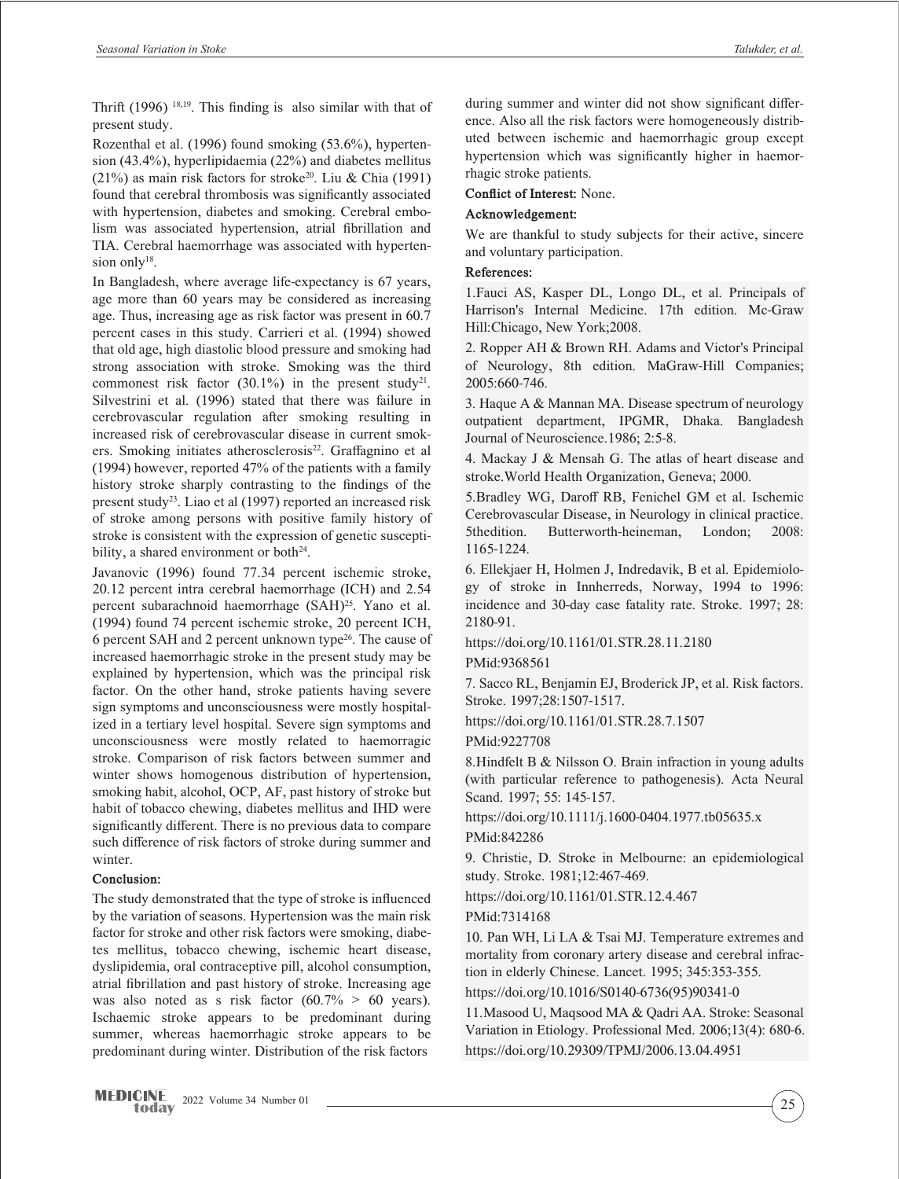Thrift (1996) [18,19]. This finding is also similar with that of present study.

Rozenthal et al. (1996) found smoking (53.6%), hypertension (43.4%), hyperlipidaemia (22%) and diabetes mellitus (21%) as main risk factors for stroke[20]. Liu & Chia (1991) found that cerebral thrombosis was significantly associated with hypertension, diabetes and smoking. Cerebral embolism was associated hypertension, atrial fibrillation and TIA. Cerebral haemorrhage was associated with hypertension only[18].

In Bangladesh, where average life-expectancy is 67 years, age more than 60 years may be considered as increasing age. Thus, increasing age as risk factor was present in 60.7 percent cases in this study. Carrieri et al. (1994) showed that old age, high diastolic blood pressure and smoking had strong association with stroke. Smoking was the third commonest risk factor (30.1%) in the present study[21]. Silvestrini et al. (1996) stated that there was failure in cerebrovascular regulation after smoking resulting in increased risk of cerebrovascular disease in current smokers. Smoking initiates atherosclerosis[22]. Graffagnino et al (1994) however, reported 47% of the patients with a family history stroke sharply contrasting to the findings of the present study[23]. Liao et al (1997) reported an increased risk of stroke among persons with positive family history of stroke is consistent with the expression of genetic susceptibility, a shared environment or both[24].

Javanovic (1996) found 77.34 percent ischemic stroke, 20.12 percent intra cerebral haemorrhage (ICH) and 2.54 percent subarachnoid haemorrhage (SAH)[25]. Yano et al. (1994) found 74 percent ischemic stroke, 20 percent ICH, 6 percent SAH and 2 percent unknown type[26]. The cause of increased haemorrhagic stroke in the present study may be explained by hypertension, which was the principal risk factor. On the other hand, stroke patients having severe sign symptoms and unconsciousness were mostly hospitalized in a tertiary level hospital. Severe sign symptoms and unconsciousness were mostly related to haemorragic stroke. Comparison of risk factors between summer and winter shows homogenous distribution of hypertension, smoking habit, alcohol, OCP, AF, past history of stroke but habit of tobacco chewing, diabetes mellitus and IHD were significantly different. There is no previous data to compare such difference of risk factors of stroke during summer and winter.

## Conclusion:

The study demonstrated that the type of stroke is influenced by the variation of seasons. Hypertension was the main risk factor for stroke and other risk factors were smoking, diabetes mellitus, tobacco chewing, ischemic heart disease, dyslipidemia, oral contraceptive pill, alcohol consumption, atrial fibrillation and past history of stroke. Increasing age was also noted as s risk factor (60.7% > 60 years). Ischaemic stroke appears to be predominant during summer, whereas haemorrhagic stroke appears to be predominant during winter. Distribution of the risk factors during summer and winter did not show significant difference. Also all the risk factors were homogeneously distributed between ischemic and haemorrhagic group except hypertension which was significantly higher in haemorrhagic stroke patients.

**Conflict of Interest:** None.

**Acknowledgement:**

We are thankful to study subjects for their active, sincere and voluntary participation.

## References:

1.Fauci AS, Kasper DL, Longo DL, et al. Principals of Harrison's Internal Medicine. 17th edition. Mc-Graw Hill:Chicago, New York;2008.

2. Ropper AH & Brown RH. Adams and Victor's Principal of Neurology, 8th edition. MaGraw-Hill Companies; 2005:660-746.

3. Haque A & Mannan MA. Disease spectrum of neurology outpatient department, IPGMR, Dhaka. Bangladesh Journal of Neuroscience.1986; 2:5-8.

4. Mackay J & Mensah G. The atlas of heart disease and stroke.World Health Organization, Geneva; 2000.

5.Bradley WG, Daroff RB, Fenichel GM et al. Ischemic Cerebrovascular Disease, in Neurology in clinical practice. 5thedition. Butterworth-heineman, London; 2008: 1165-1224.

6. Ellekjaer H, Holmen J, Indredavik, B et al. Epidemiology of stroke in Innherreds, Norway, 1994 to 1996: incidence and 30-day case fatality rate. Stroke. 1997; 28: 2180-91.

https://doi.org/10.1161/01.STR.28.11.2180

PMid:9368561

7. Sacco RL, Benjamin EJ, Broderick JP, et al. Risk factors. Stroke. 1997;28:1507-1517.

https://doi.org/10.1161/01.STR.28.7.1507

PMid:9227708

8.Hindfelt B & Nilsson O. Brain infraction in young adults (with particular reference to pathogenesis). Acta Neural Scand. 1997; 55: 145-157.

https://doi.org/10.1111/j.1600-0404.1977.tb05635.x

PMid:842286

9. Christie, D. Stroke in Melbourne: an epidemiological study. Stroke. 1981;12:467-469.

https://doi.org/10.1161/01.STR.12.4.467

PMid:7314168

10. Pan WH, Li LA & Tsai MJ. Temperature extremes and mortality from coronary artery disease and cerebral infraction in elderly Chinese. Lancet. 1995; 345:353-355.

https://doi.org/10.1016/S0140-6736(95)90341-0

11.Masood U, Maqsood MA & Qadri AA. Stroke: Seasonal Variation in Etiology. Professional Med. 2006;13(4): 680-6.

https://doi.org/10.29309/TPMJ/2006.13.04.4951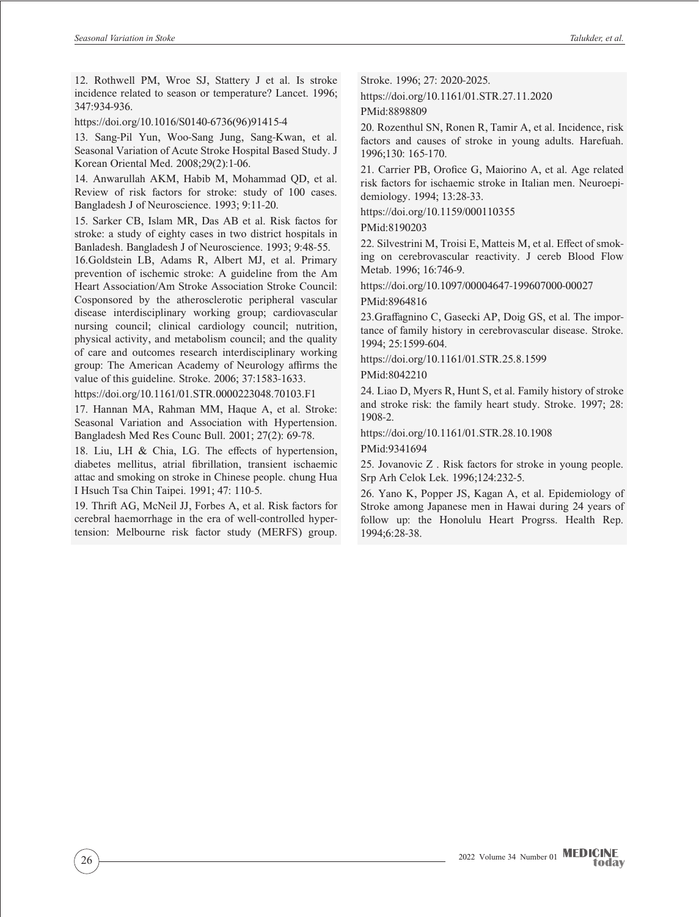12. Rothwell PM, Wroe SJ, Stattery J et al. Is stroke incidence related to season or temperature? Lancet. 1996; 347:934-936.

https://doi.org/10.1016/S0140-6736(96)91415-4

13. Sang-Pil Yun, Woo-Sang Jung, Sang-Kwan, et al. Seasonal Variation of Acute Stroke Hospital Based Study. J Korean Oriental Med. 2008;29(2):1-06.

14. Anwarullah AKM, Habib M, Mohammad QD, et al. Review of risk factors for stroke: study of 100 cases. Bangladesh J of Neuroscience. 1993; 9:11-20.

15. Sarker CB, Islam MR, Das AB et al. Risk factos for stroke: a study of eighty cases in two district hospitals in Banladesh. Bangladesh J of Neuroscience. 1993; 9:48-55.

16.Goldstein LB, Adams R, Albert MJ, et al. Primary prevention of ischemic stroke: A guideline from the Am Heart Association/Am Stroke Association Stroke Council: Cosponsored by the atherosclerotic peripheral vascular disease interdisciplinary working group; cardiovascular nursing council; clinical cardiology council; nutrition, physical activity, and metabolism council; and the quality of care and outcomes research interdisciplinary working group: The American Academy of Neurology affirms the value of this guideline. Stroke. 2006; 37:1583-1633.

https://doi.org/10.1161/01.STR.0000223048.70103.F1

17. Hannan MA, Rahman MM, Haque A, et al. Stroke: Seasonal Variation and Association with Hypertension. Bangladesh Med Res Counc Bull. 2001; 27(2): 69-78.

18. Liu, LH & Chia, LG. The effects of hypertension, diabetes mellitus, atrial fibrillation, transient ischaemic attac and smoking on stroke in Chinese people. chung Hua I Hsuch Tsa Chin Taipei. 1991; 47: 110-5.

19. Thrift AG, McNeil JJ, Forbes A, et al. Risk factors for cerebral haemorrhage in the era of well-controlled hypertension: Melbourne risk factor study (MERFS) group. Stroke. 1996; 27: 2020-2025.

https://doi.org/10.1161/01.STR.27.11.2020

PMid:8898809

20. Rozenthul SN, Ronen R, Tamir A, et al. Incidence, risk factors and causes of stroke in young adults. Harefuah. 1996;130: 165-170.

21. Carrier PB, Orofice G, Maiorino A, et al. Age related risk factors for ischaemic stroke in Italian men. Neuroepidemiology. 1994; 13:28-33.

https://doi.org/10.1159/000110355

PMid:8190203

22. Silvestrini M, Troisi E, Matteis M, et al. Effect of smoking on cerebrovascular reactivity. J cereb Blood Flow Metab. 1996; 16:746-9.

https://doi.org/10.1097/00004647-199607000-00027

PMid:8964816

23.Graffagnino C, Gasecki AP, Doig GS, et al. The importance of family history in cerebrovascular disease. Stroke. 1994; 25:1599-604.

https://doi.org/10.1161/01.STR.25.8.1599

PMid:8042210

24. Liao D, Myers R, Hunt S, et al. Family history of stroke and stroke risk: the family heart study. Stroke. 1997; 28: 1908-2.

https://doi.org/10.1161/01.STR.28.10.1908

PMid:9341694

25. Jovanovic Z . Risk factors for stroke in young people. Srp Arh Celok Lek. 1996;124:232-5.

26. Yano K, Popper JS, Kagan A, et al. Epidemiology of Stroke among Japanese men in Hawai during 24 years of follow up: the Honolulu Heart Progrss. Health Rep. 1994;6:28-38.